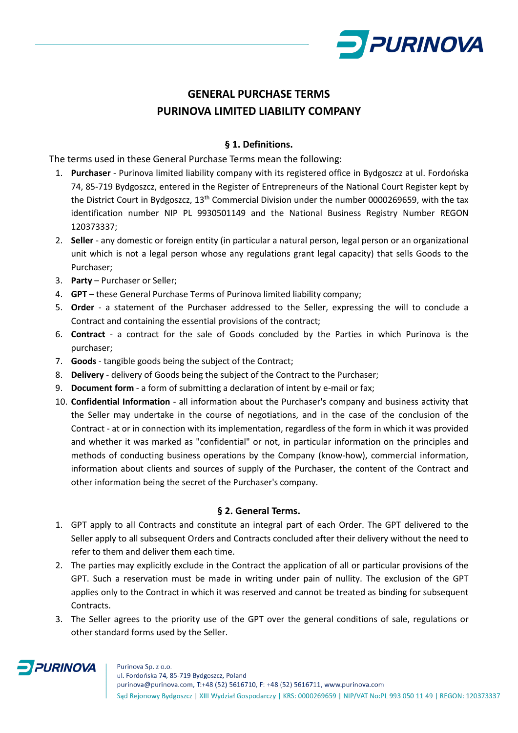# GENERAL PURCHASE TERMS
# PURINOVA LIMITED LIABILITY COMPANY

## § 1. Definitions.

The terms used in these General Purchase Terms mean the following:

1. **Purchaser** - Purinova limited liability company with its registered office in Bydgoszcz at ul. Fordońska 74, 85-719 Bydgoszcz, entered in the Register of Entrepreneurs of the National Court Register kept by the District Court in Bydgoszcz, 13th Commercial Division under the number 0000269659, with the tax identification number NIP PL 9930501149 and the National Business Registry Number REGON 120373337;
2. **Seller** - any domestic or foreign entity (in particular a natural person, legal person or an organizational unit which is not a legal person whose any regulations grant legal capacity) that sells Goods to the Purchaser;
3. **Party** – Purchaser or Seller;
4. **GPT** – these General Purchase Terms of Purinova limited liability company;
5. **Order** - a statement of the Purchaser addressed to the Seller, expressing the will to conclude a Contract and containing the essential provisions of the contract;
6. **Contract** - a contract for the sale of Goods concluded by the Parties in which Purinova is the purchaser;
7. **Goods** - tangible goods being the subject of the Contract;
8. **Delivery** - delivery of Goods being the subject of the Contract to the Purchaser;
9. **Document form** - a form of submitting a declaration of intent by e-mail or fax;
10. **Confidential Information** - all information about the Purchaser's company and business activity that the Seller may undertake in the course of negotiations, and in the case of the conclusion of the Contract - at or in connection with its implementation, regardless of the form in which it was provided and whether it was marked as "confidential" or not, in particular information on the principles and methods of conducting business operations by the Company (know-how), commercial information, information about clients and sources of supply of the Purchaser, the content of the Contract and other information being the secret of the Purchaser's company.

## § 2. General Terms.

1. GPT apply to all Contracts and constitute an integral part of each Order. The GPT delivered to the Seller apply to all subsequent Orders and Contracts concluded after their delivery without the need to refer to them and deliver them each time.
2. The parties may explicitly exclude in the Contract the application of all or particular provisions of the GPT. Such a reservation must be made in writing under pain of nullity. The exclusion of the GPT applies only to the Contract in which it was reserved and cannot be treated as binding for subsequent Contracts.
3. The Seller agrees to the priority use of the GPT over the general conditions of sale, regulations or other standard forms used by the Seller.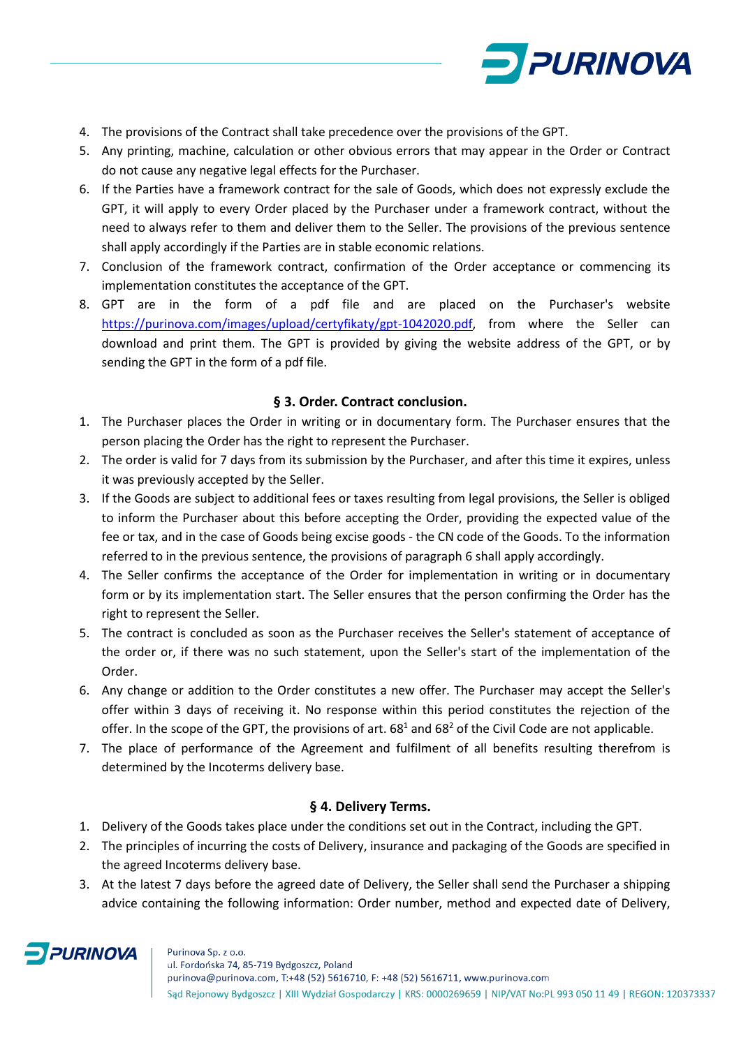4. The provisions of the Contract shall take precedence over the provisions of the GPT.
5. Any printing, machine, calculation or other obvious errors that may appear in the Order or Contract do not cause any negative legal effects for the Purchaser.
6. If the Parties have a framework contract for the sale of Goods, which does not expressly exclude the GPT, it will apply to every Order placed by the Purchaser under a framework contract, without the need to always refer to them and deliver them to the Seller. The provisions of the previous sentence shall apply accordingly if the Parties are in stable economic relations.
7. Conclusion of the framework contract, confirmation of the Order acceptance or commencing its implementation constitutes the acceptance of the GPT.
8. GPT are in the form of a pdf file and are placed on the Purchaser's website https://purinova.com/images/upload/certyfikaty/gpt-1042020.pdf, from where the Seller can download and print them. The GPT is provided by giving the website address of the GPT, or by sending the GPT in the form of a pdf file.

### § 3. Order. Contract conclusion.

1. The Purchaser places the Order in writing or in documentary form. The Purchaser ensures that the person placing the Order has the right to represent the Purchaser.
2. The order is valid for 7 days from its submission by the Purchaser, and after this time it expires, unless it was previously accepted by the Seller.
3. If the Goods are subject to additional fees or taxes resulting from legal provisions, the Seller is obliged to inform the Purchaser about this before accepting the Order, providing the expected value of the fee or tax, and in the case of Goods being excise goods - the CN code of the Goods. To the information referred to in the previous sentence, the provisions of paragraph 6 shall apply accordingly.
4. The Seller confirms the acceptance of the Order for implementation in writing or in documentary form or by its implementation start. The Seller ensures that the person confirming the Order has the right to represent the Seller.
5. The contract is concluded as soon as the Purchaser receives the Seller's statement of acceptance of the order or, if there was no such statement, upon the Seller's start of the implementation of the Order.
6. Any change or addition to the Order constitutes a new offer. The Purchaser may accept the Seller's offer within 3 days of receiving it. No response within this period constitutes the rejection of the offer. In the scope of the GPT, the provisions of art. $68^1$ and $68^2$ of the Civil Code are not applicable.
7. The place of performance of the Agreement and fulfilment of all benefits resulting therefrom is determined by the Incoterms delivery base.

### § 4. Delivery Terms.

1. Delivery of the Goods takes place under the conditions set out in the Contract, including the GPT.
2. The principles of incurring the costs of Delivery, insurance and packaging of the Goods are specified in the agreed Incoterms delivery base.
3. At the latest 7 days before the agreed date of Delivery, the Seller shall send the Purchaser a shipping advice containing the following information: Order number, method and expected date of Delivery,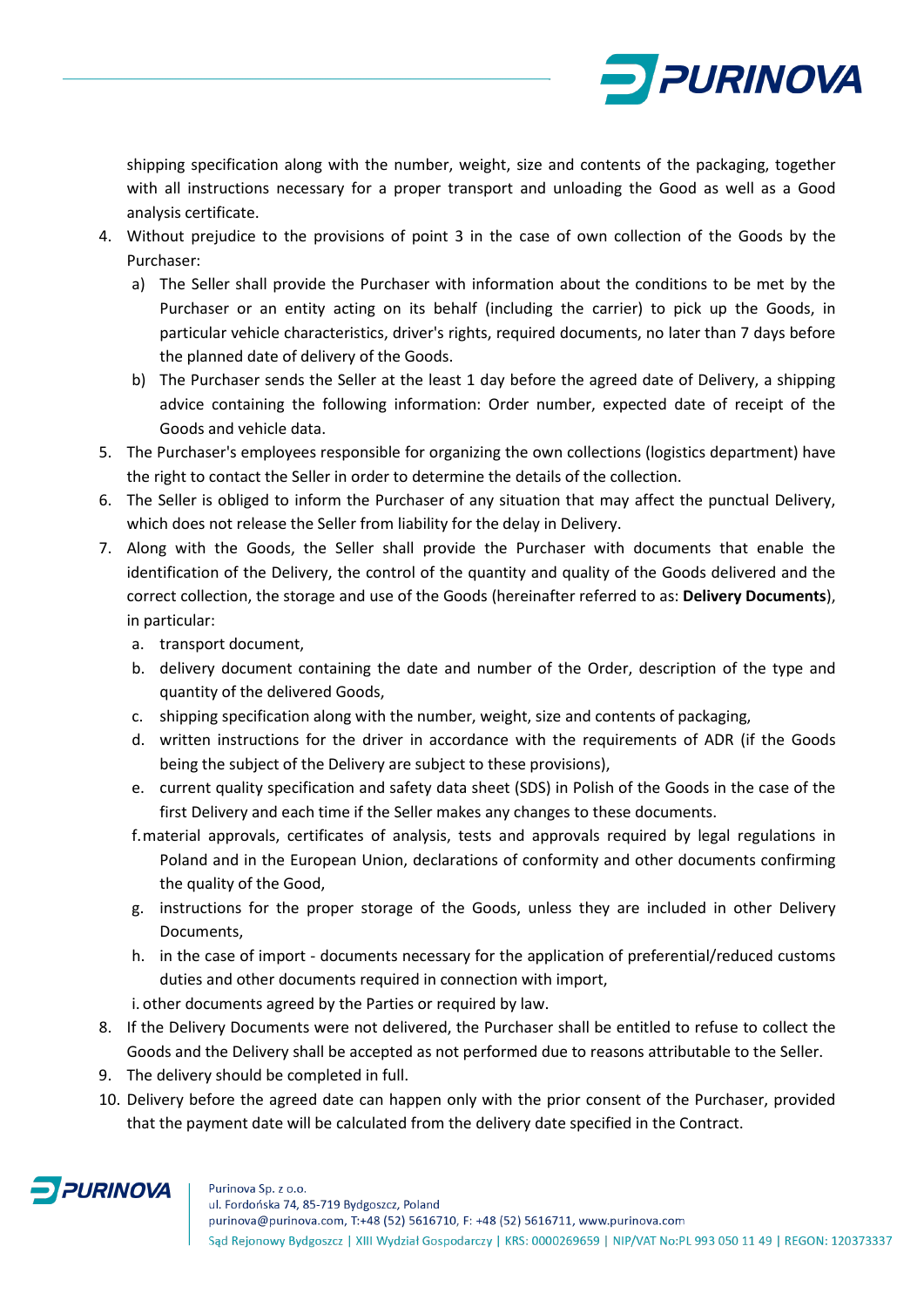shipping specification along with the number, weight, size and contents of the packaging, together with all instructions necessary for a proper transport and unloading the Good as well as a Good analysis certificate.

4. Without prejudice to the provisions of point 3 in the case of own collection of the Goods by the Purchaser:
   a) The Seller shall provide the Purchaser with information about the conditions to be met by the Purchaser or an entity acting on its behalf (including the carrier) to pick up the Goods, in particular vehicle characteristics, driver's rights, required documents, no later than 7 days before the planned date of delivery of the Goods.
   b) The Purchaser sends the Seller at the least 1 day before the agreed date of Delivery, a shipping advice containing the following information: Order number, expected date of receipt of the Goods and vehicle data.
5. The Purchaser's employees responsible for organizing the own collections (logistics department) have the right to contact the Seller in order to determine the details of the collection.
6. The Seller is obliged to inform the Purchaser of any situation that may affect the punctual Delivery, which does not release the Seller from liability for the delay in Delivery.
7. Along with the Goods, the Seller shall provide the Purchaser with documents that enable the identification of the Delivery, the control of the quantity and quality of the Goods delivered and the correct collection, the storage and use of the Goods (hereinafter referred to as: **Delivery Documents**), in particular:
   a. transport document,
   b. delivery document containing the date and number of the Order, description of the type and quantity of the delivered Goods,
   c. shipping specification along with the number, weight, size and contents of packaging,
   d. written instructions for the driver in accordance with the requirements of ADR (if the Goods being the subject of the Delivery are subject to these provisions),
   e. current quality specification and safety data sheet (SDS) in Polish of the Goods in the case of the first Delivery and each time if the Seller makes any changes to these documents.
   f. material approvals, certificates of analysis, tests and approvals required by legal regulations in Poland and in the European Union, declarations of conformity and other documents confirming the quality of the Good,
   g. instructions for the proper storage of the Goods, unless they are included in other Delivery Documents,
   h. in the case of import - documents necessary for the application of preferential/reduced customs duties and other documents required in connection with import,
   i. other documents agreed by the Parties or required by law.
8. If the Delivery Documents were not delivered, the Purchaser shall be entitled to refuse to collect the Goods and the Delivery shall be accepted as not performed due to reasons attributable to the Seller.
9. The delivery should be completed in full.
10. Delivery before the agreed date can happen only with the prior consent of the Purchaser, provided that the payment date will be calculated from the delivery date specified in the Contract.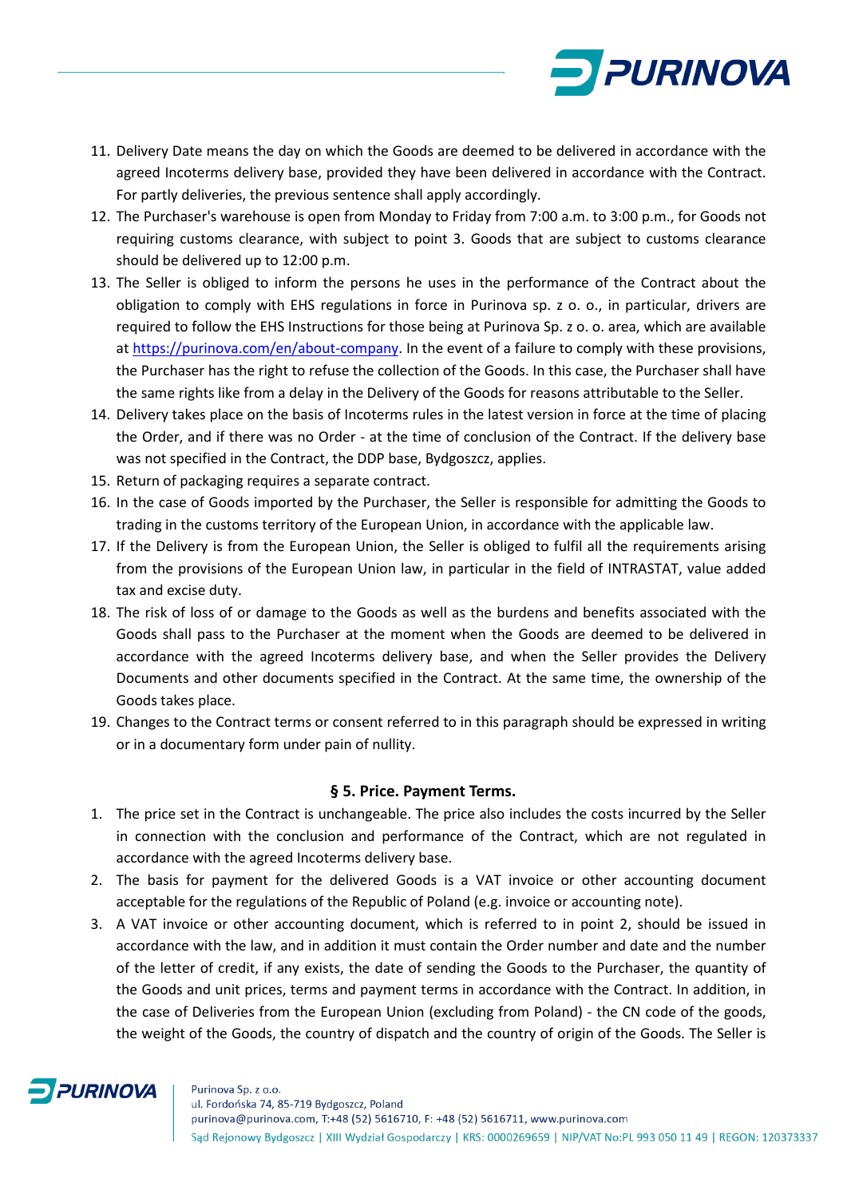11. Delivery Date means the day on which the Goods are deemed to be delivered in accordance with the agreed Incoterms delivery base, provided they have been delivered in accordance with the Contract. For partly deliveries, the previous sentence shall apply accordingly.
12. The Purchaser's warehouse is open from Monday to Friday from 7:00 a.m. to 3:00 p.m., for Goods not requiring customs clearance, with subject to point 3. Goods that are subject to customs clearance should be delivered up to 12:00 p.m.
13. The Seller is obliged to inform the persons he uses in the performance of the Contract about the obligation to comply with EHS regulations in force in Purinova sp. z o. o., in particular, drivers are required to follow the EHS Instructions for those being at Purinova Sp. z o. o. area, which are available at https://purinova.com/en/about-company. In the event of a failure to comply with these provisions, the Purchaser has the right to refuse the collection of the Goods. In this case, the Purchaser shall have the same rights like from a delay in the Delivery of the Goods for reasons attributable to the Seller.
14. Delivery takes place on the basis of Incoterms rules in the latest version in force at the time of placing the Order, and if there was no Order - at the time of conclusion of the Contract. If the delivery base was not specified in the Contract, the DDP base, Bydgoszcz, applies.
15. Return of packaging requires a separate contract.
16. In the case of Goods imported by the Purchaser, the Seller is responsible for admitting the Goods to trading in the customs territory of the European Union, in accordance with the applicable law.
17. If the Delivery is from the European Union, the Seller is obliged to fulfil all the requirements arising from the provisions of the European Union law, in particular in the field of INTRASTAT, value added tax and excise duty.
18. The risk of loss of or damage to the Goods as well as the burdens and benefits associated with the Goods shall pass to the Purchaser at the moment when the Goods are deemed to be delivered in accordance with the agreed Incoterms delivery base, and when the Seller provides the Delivery Documents and other documents specified in the Contract. At the same time, the ownership of the Goods takes place.
19. Changes to the Contract terms or consent referred to in this paragraph should be expressed in writing or in a documentary form under pain of nullity.

## § 5. Price. Payment Terms.

1. The price set in the Contract is unchangeable. The price also includes the costs incurred by the Seller in connection with the conclusion and performance of the Contract, which are not regulated in accordance with the agreed Incoterms delivery base.
2. The basis for payment for the delivered Goods is a VAT invoice or other accounting document acceptable for the regulations of the Republic of Poland (e.g. invoice or accounting note).
3. A VAT invoice or other accounting document, which is referred to in point 2, should be issued in accordance with the law, and in addition it must contain the Order number and date and the number of the letter of credit, if any exists, the date of sending the Goods to the Purchaser, the quantity of the Goods and unit prices, terms and payment terms in accordance with the Contract. In addition, in the case of Deliveries from the European Union (excluding from Poland) - the CN code of the goods, the weight of the Goods, the country of dispatch and the country of origin of the Goods. The Seller is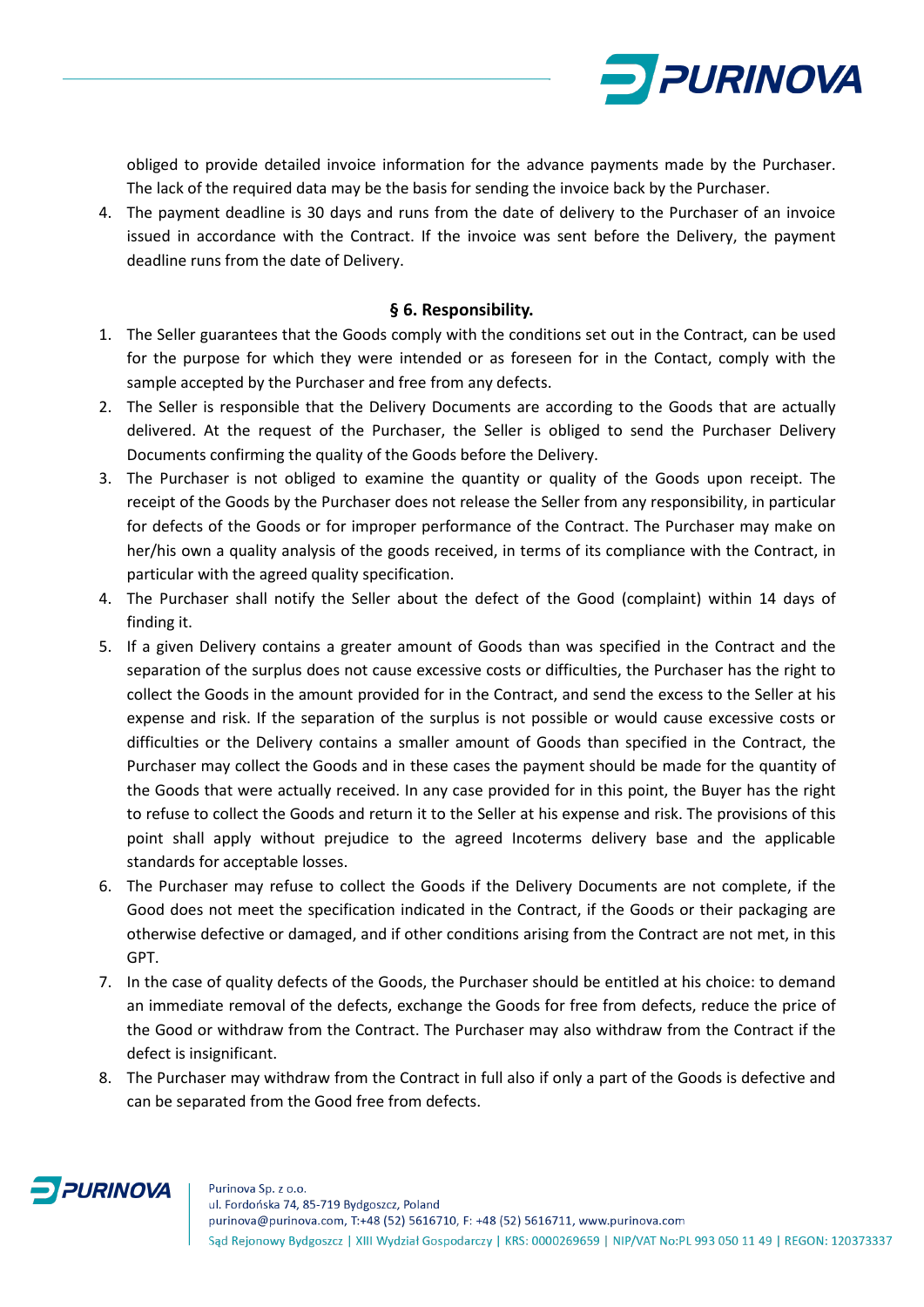obliged to provide detailed invoice information for the advance payments made by the Purchaser. The lack of the required data may be the basis for sending the invoice back by the Purchaser.

4. The payment deadline is 30 days and runs from the date of delivery to the Purchaser of an invoice issued in accordance with the Contract. If the invoice was sent before the Delivery, the payment deadline runs from the date of Delivery.

### § 6. Responsibility.

1. The Seller guarantees that the Goods comply with the conditions set out in the Contract, can be used for the purpose for which they were intended or as foreseen for in the Contact, comply with the sample accepted by the Purchaser and free from any defects.
2. The Seller is responsible that the Delivery Documents are according to the Goods that are actually delivered. At the request of the Purchaser, the Seller is obliged to send the Purchaser Delivery Documents confirming the quality of the Goods before the Delivery.
3. The Purchaser is not obliged to examine the quantity or quality of the Goods upon receipt. The receipt of the Goods by the Purchaser does not release the Seller from any responsibility, in particular for defects of the Goods or for improper performance of the Contract. The Purchaser may make on her/his own a quality analysis of the goods received, in terms of its compliance with the Contract, in particular with the agreed quality specification.
4. The Purchaser shall notify the Seller about the defect of the Good (complaint) within 14 days of finding it.
5. If a given Delivery contains a greater amount of Goods than was specified in the Contract and the separation of the surplus does not cause excessive costs or difficulties, the Purchaser has the right to collect the Goods in the amount provided for in the Contract, and send the excess to the Seller at his expense and risk. If the separation of the surplus is not possible or would cause excessive costs or difficulties or the Delivery contains a smaller amount of Goods than specified in the Contract, the Purchaser may collect the Goods and in these cases the payment should be made for the quantity of the Goods that were actually received. In any case provided for in this point, the Buyer has the right to refuse to collect the Goods and return it to the Seller at his expense and risk. The provisions of this point shall apply without prejudice to the agreed Incoterms delivery base and the applicable standards for acceptable losses.
6. The Purchaser may refuse to collect the Goods if the Delivery Documents are not complete, if the Good does not meet the specification indicated in the Contract, if the Goods or their packaging are otherwise defective or damaged, and if other conditions arising from the Contract are not met, in this GPT.
7. In the case of quality defects of the Goods, the Purchaser should be entitled at his choice: to demand an immediate removal of the defects, exchange the Goods for free from defects, reduce the price of the Good or withdraw from the Contract. The Purchaser may also withdraw from the Contract if the defect is insignificant.
8. The Purchaser may withdraw from the Contract in full also if only a part of the Goods is defective and can be separated from the Good free from defects.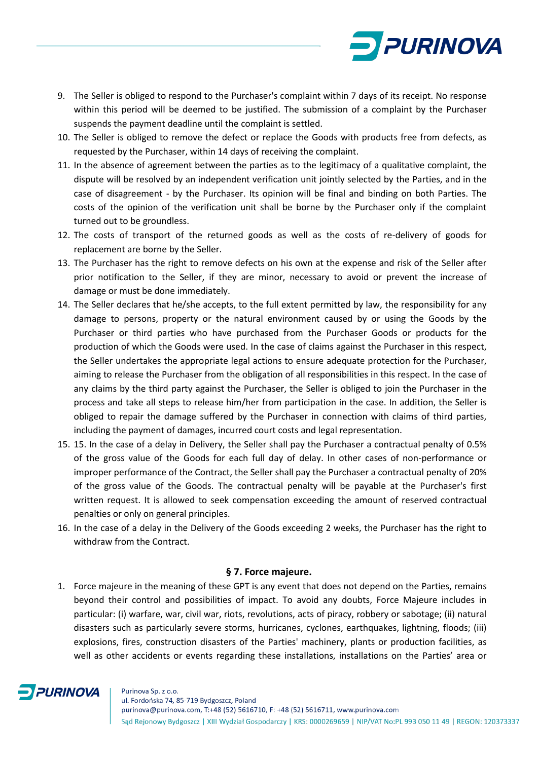9. The Seller is obliged to respond to the Purchaser's complaint within 7 days of its receipt. No response within this period will be deemed to be justified. The submission of a complaint by the Purchaser suspends the payment deadline until the complaint is settled.
10. The Seller is obliged to remove the defect or replace the Goods with products free from defects, as requested by the Purchaser, within 14 days of receiving the complaint.
11. In the absence of agreement between the parties as to the legitimacy of a qualitative complaint, the dispute will be resolved by an independent verification unit jointly selected by the Parties, and in the case of disagreement - by the Purchaser. Its opinion will be final and binding on both Parties. The costs of the opinion of the verification unit shall be borne by the Purchaser only if the complaint turned out to be groundless.
12. The costs of transport of the returned goods as well as the costs of re-delivery of goods for replacement are borne by the Seller.
13. The Purchaser has the right to remove defects on his own at the expense and risk of the Seller after prior notification to the Seller, if they are minor, necessary to avoid or prevent the increase of damage or must be done immediately.
14. The Seller declares that he/she accepts, to the full extent permitted by law, the responsibility for any damage to persons, property or the natural environment caused by or using the Goods by the Purchaser or third parties who have purchased from the Purchaser Goods or products for the production of which the Goods were used. In the case of claims against the Purchaser in this respect, the Seller undertakes the appropriate legal actions to ensure adequate protection for the Purchaser, aiming to release the Purchaser from the obligation of all responsibilities in this respect. In the case of any claims by the third party against the Purchaser, the Seller is obliged to join the Purchaser in the process and take all steps to release him/her from participation in the case. In addition, the Seller is obliged to repair the damage suffered by the Purchaser in connection with claims of third parties, including the payment of damages, incurred court costs and legal representation.
15. 15. In the case of a delay in Delivery, the Seller shall pay the Purchaser a contractual penalty of 0.5% of the gross value of the Goods for each full day of delay. In other cases of non-performance or improper performance of the Contract, the Seller shall pay the Purchaser a contractual penalty of 20% of the gross value of the Goods. The contractual penalty will be payable at the Purchaser's first written request. It is allowed to seek compensation exceeding the amount of reserved contractual penalties or only on general principles.
16. In the case of a delay in the Delivery of the Goods exceeding 2 weeks, the Purchaser has the right to withdraw from the Contract.

## § 7. Force majeure.

1. Force majeure in the meaning of these GPT is any event that does not depend on the Parties, remains beyond their control and possibilities of impact. To avoid any doubts, Force Majeure includes in particular: (i) warfare, war, civil war, riots, revolutions, acts of piracy, robbery or sabotage; (ii) natural disasters such as particularly severe storms, hurricanes, cyclones, earthquakes, lightning, floods; (iii) explosions, fires, construction disasters of the Parties' machinery, plants or production facilities, as well as other accidents or events regarding these installations, installations on the Parties' area or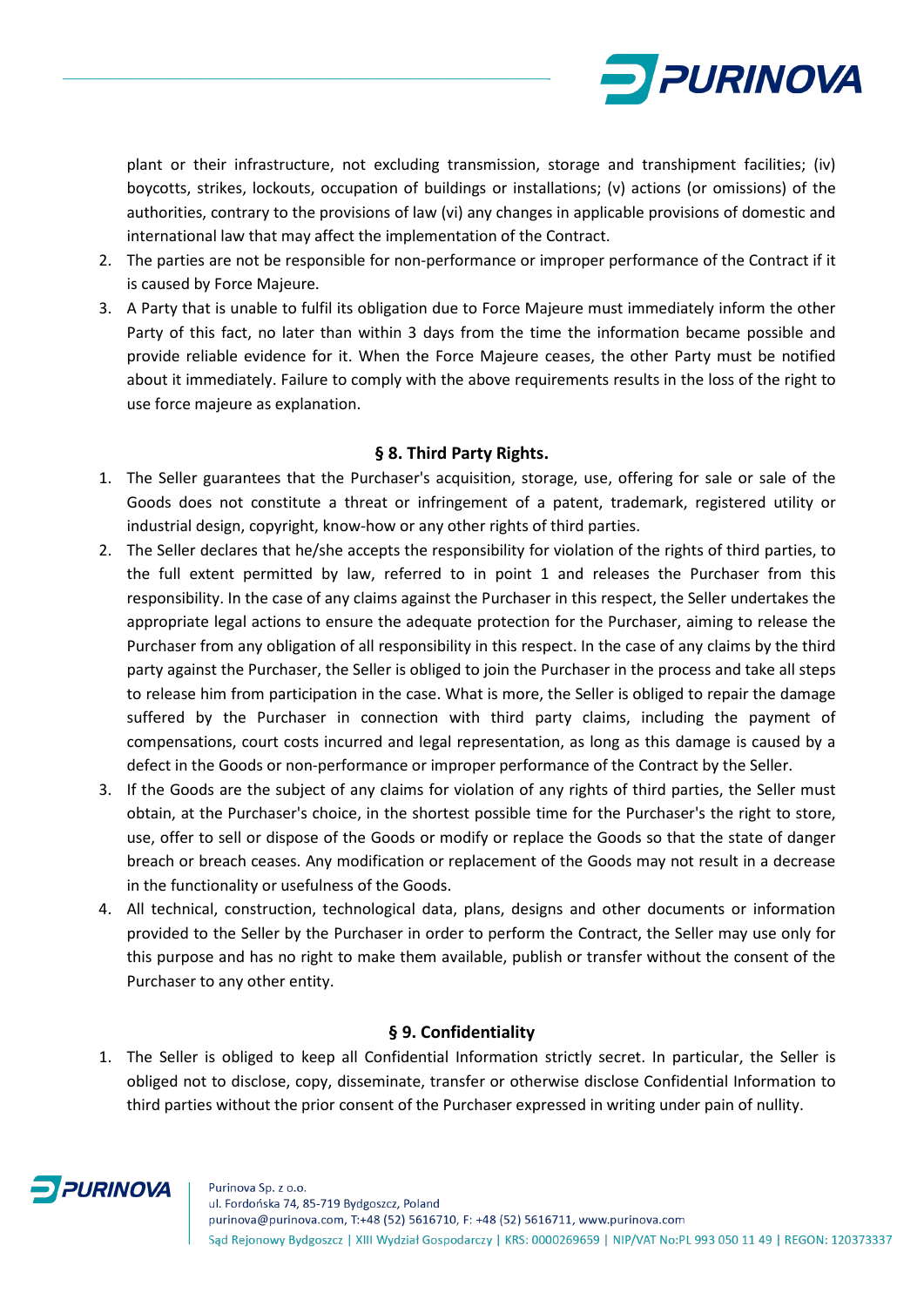plant or their infrastructure, not excluding transmission, storage and transhipment facilities; (iv) boycotts, strikes, lockouts, occupation of buildings or installations; (v) actions (or omissions) of the authorities, contrary to the provisions of law (vi) any changes in applicable provisions of domestic and international law that may affect the implementation of the Contract.

2. The parties are not be responsible for non-performance or improper performance of the Contract if it is caused by Force Majeure.
3. A Party that is unable to fulfil its obligation due to Force Majeure must immediately inform the other Party of this fact, no later than within 3 days from the time the information became possible and provide reliable evidence for it. When the Force Majeure ceases, the other Party must be notified about it immediately. Failure to comply with the above requirements results in the loss of the right to use force majeure as explanation.

### § 8. Third Party Rights.

1. The Seller guarantees that the Purchaser's acquisition, storage, use, offering for sale or sale of the Goods does not constitute a threat or infringement of a patent, trademark, registered utility or industrial design, copyright, know-how or any other rights of third parties.
2. The Seller declares that he/she accepts the responsibility for violation of the rights of third parties, to the full extent permitted by law, referred to in point 1 and releases the Purchaser from this responsibility. In the case of any claims against the Purchaser in this respect, the Seller undertakes the appropriate legal actions to ensure the adequate protection for the Purchaser, aiming to release the Purchaser from any obligation of all responsibility in this respect. In the case of any claims by the third party against the Purchaser, the Seller is obliged to join the Purchaser in the process and take all steps to release him from participation in the case. What is more, the Seller is obliged to repair the damage suffered by the Purchaser in connection with third party claims, including the payment of compensations, court costs incurred and legal representation, as long as this damage is caused by a defect in the Goods or non-performance or improper performance of the Contract by the Seller.
3. If the Goods are the subject of any claims for violation of any rights of third parties, the Seller must obtain, at the Purchaser's choice, in the shortest possible time for the Purchaser's the right to store, use, offer to sell or dispose of the Goods or modify or replace the Goods so that the state of danger breach or breach ceases. Any modification or replacement of the Goods may not result in a decrease in the functionality or usefulness of the Goods.
4. All technical, construction, technological data, plans, designs and other documents or information provided to the Seller by the Purchaser in order to perform the Contract, the Seller may use only for this purpose and has no right to make them available, publish or transfer without the consent of the Purchaser to any other entity.

### § 9. Confidentiality

1. The Seller is obliged to keep all Confidential Information strictly secret. In particular, the Seller is obliged not to disclose, copy, disseminate, transfer or otherwise disclose Confidential Information to third parties without the prior consent of the Purchaser expressed in writing under pain of nullity.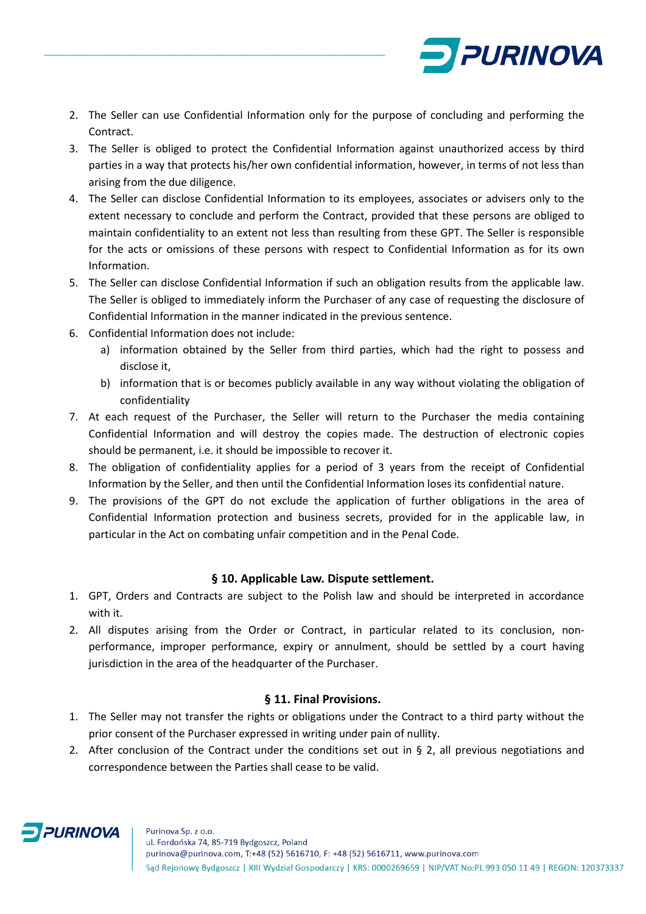2. The Seller can use Confidential Information only for the purpose of concluding and performing the Contract.
3. The Seller is obliged to protect the Confidential Information against unauthorized access by third parties in a way that protects his/her own confidential information, however, in terms of not less than arising from the due diligence.
4. The Seller can disclose Confidential Information to its employees, associates or advisers only to the extent necessary to conclude and perform the Contract, provided that these persons are obliged to maintain confidentiality to an extent not less than resulting from these GPT. The Seller is responsible for the acts or omissions of these persons with respect to Confidential Information as for its own Information.
5. The Seller can disclose Confidential Information if such an obligation results from the applicable law. The Seller is obliged to immediately inform the Purchaser of any case of requesting the disclosure of Confidential Information in the manner indicated in the previous sentence.
6. Confidential Information does not include:
   a) information obtained by the Seller from third parties, which had the right to possess and disclose it,
   b) information that is or becomes publicly available in any way without violating the obligation of confidentiality
7. At each request of the Purchaser, the Seller will return to the Purchaser the media containing Confidential Information and will destroy the copies made. The destruction of electronic copies should be permanent, i.e. it should be impossible to recover it.
8. The obligation of confidentiality applies for a period of 3 years from the receipt of Confidential Information by the Seller, and then until the Confidential Information loses its confidential nature.
9. The provisions of the GPT do not exclude the application of further obligations in the area of Confidential Information protection and business secrets, provided for in the applicable law, in particular in the Act on combating unfair competition and in the Penal Code.

## § 10. Applicable Law. Dispute settlement.

1. GPT, Orders and Contracts are subject to the Polish law and should be interpreted in accordance with it.
2. All disputes arising from the Order or Contract, in particular related to its conclusion, non-performance, improper performance, expiry or annulment, should be settled by a court having jurisdiction in the area of the headquarter of the Purchaser.

## § 11. Final Provisions.

1. The Seller may not transfer the rights or obligations under the Contract to a third party without the prior consent of the Purchaser expressed in writing under pain of nullity.
2. After conclusion of the Contract under the conditions set out in § 2, all previous negotiations and correspondence between the Parties shall cease to be valid.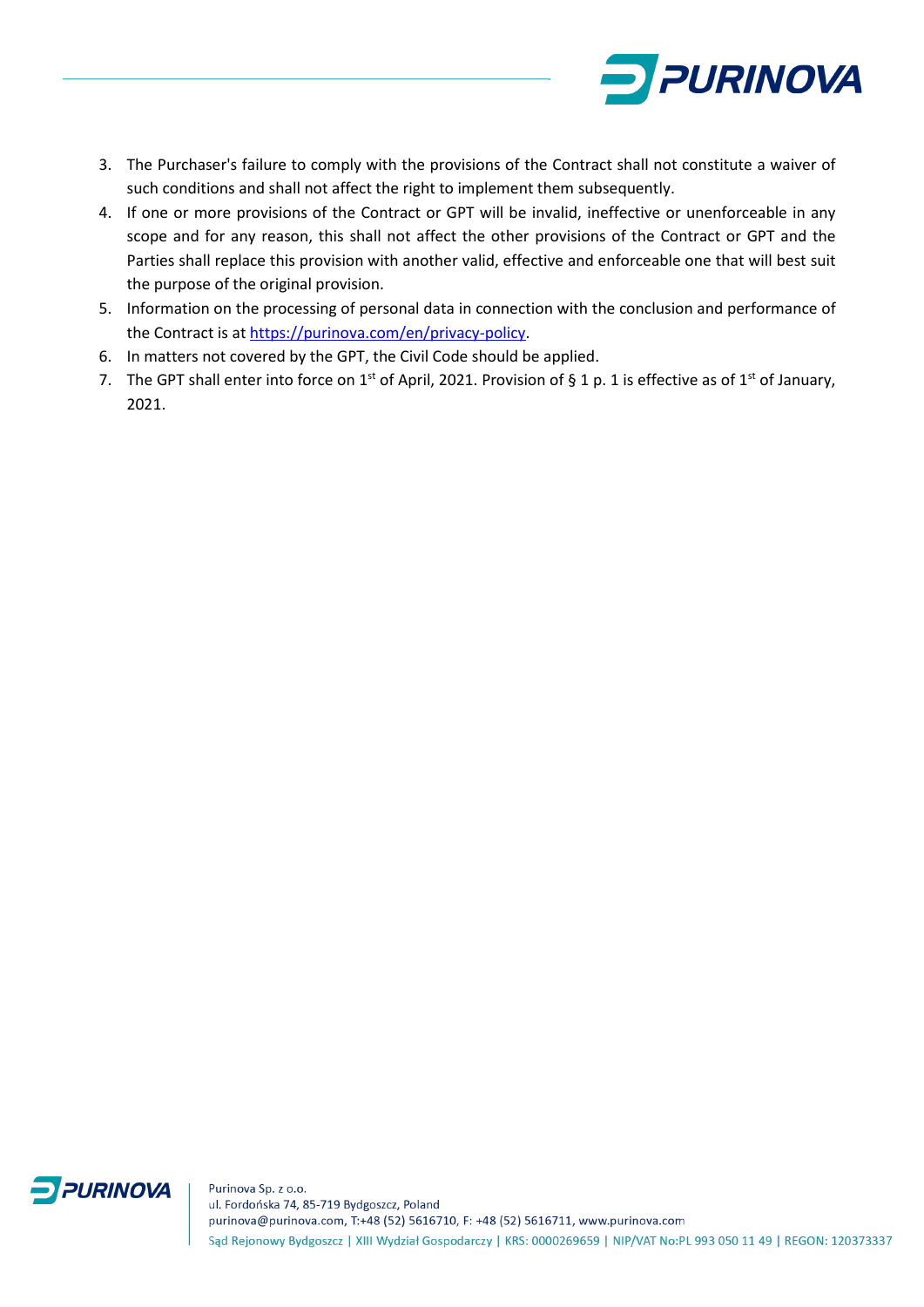3. The Purchaser's failure to comply with the provisions of the Contract shall not constitute a waiver of such conditions and shall not affect the right to implement them subsequently.
4. If one or more provisions of the Contract or GPT will be invalid, ineffective or unenforceable in any scope and for any reason, this shall not affect the other provisions of the Contract or GPT and the Parties shall replace this provision with another valid, effective and enforceable one that will best suit the purpose of the original provision.
5. Information on the processing of personal data in connection with the conclusion and performance of the Contract is at https://purinova.com/en/privacy-policy.
6. In matters not covered by the GPT, the Civil Code should be applied.
7. The GPT shall enter into force on 1st of April, 2021. Provision of § 1 p. 1 is effective as of 1st of January, 2021.